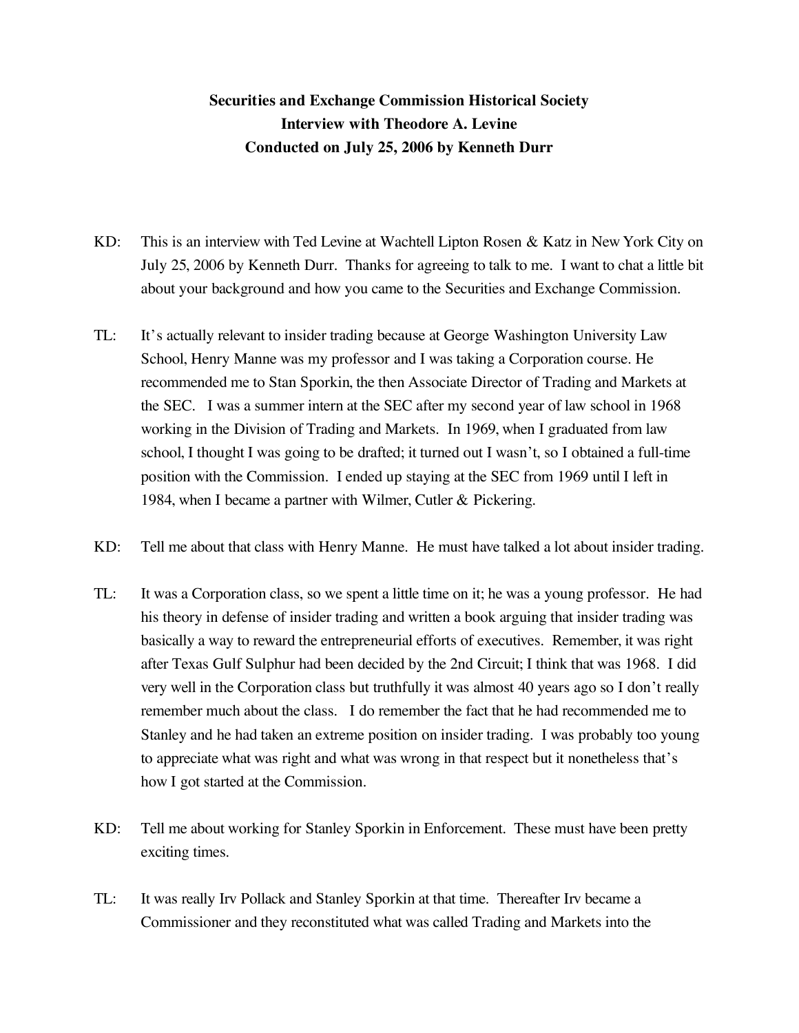**Securities and Exchange Commission Historical Society**
**Interview with Theodore A. Levine**
**Conducted on July 25, 2006 by Kenneth Durr**

KD: This is an interview with Ted Levine at Wachtell Lipton Rosen & Katz in New York City on July 25, 2006 by Kenneth Durr. Thanks for agreeing to talk to me. I want to chat a little bit about your background and how you came to the Securities and Exchange Commission.

TL: It's actually relevant to insider trading because at George Washington University Law School, Henry Manne was my professor and I was taking a Corporation course. He recommended me to Stan Sporkin, the then Associate Director of Trading and Markets at the SEC. I was a summer intern at the SEC after my second year of law school in 1968 working in the Division of Trading and Markets. In 1969, when I graduated from law school, I thought I was going to be drafted; it turned out I wasn't, so I obtained a full-time position with the Commission. I ended up staying at the SEC from 1969 until I left in 1984, when I became a partner with Wilmer, Cutler & Pickering.

KD: Tell me about that class with Henry Manne. He must have talked a lot about insider trading.

TL: It was a Corporation class, so we spent a little time on it; he was a young professor. He had his theory in defense of insider trading and written a book arguing that insider trading was basically a way to reward the entrepreneurial efforts of executives. Remember, it was right after Texas Gulf Sulphur had been decided by the 2nd Circuit; I think that was 1968. I did very well in the Corporation class but truthfully it was almost 40 years ago so I don't really remember much about the class. I do remember the fact that he had recommended me to Stanley and he had taken an extreme position on insider trading. I was probably too young to appreciate what was right and what was wrong in that respect but it nonetheless that's how I got started at the Commission.

KD: Tell me about working for Stanley Sporkin in Enforcement. These must have been pretty exciting times.

TL: It was really Irv Pollack and Stanley Sporkin at that time. Thereafter Irv became a Commissioner and they reconstituted what was called Trading and Markets into the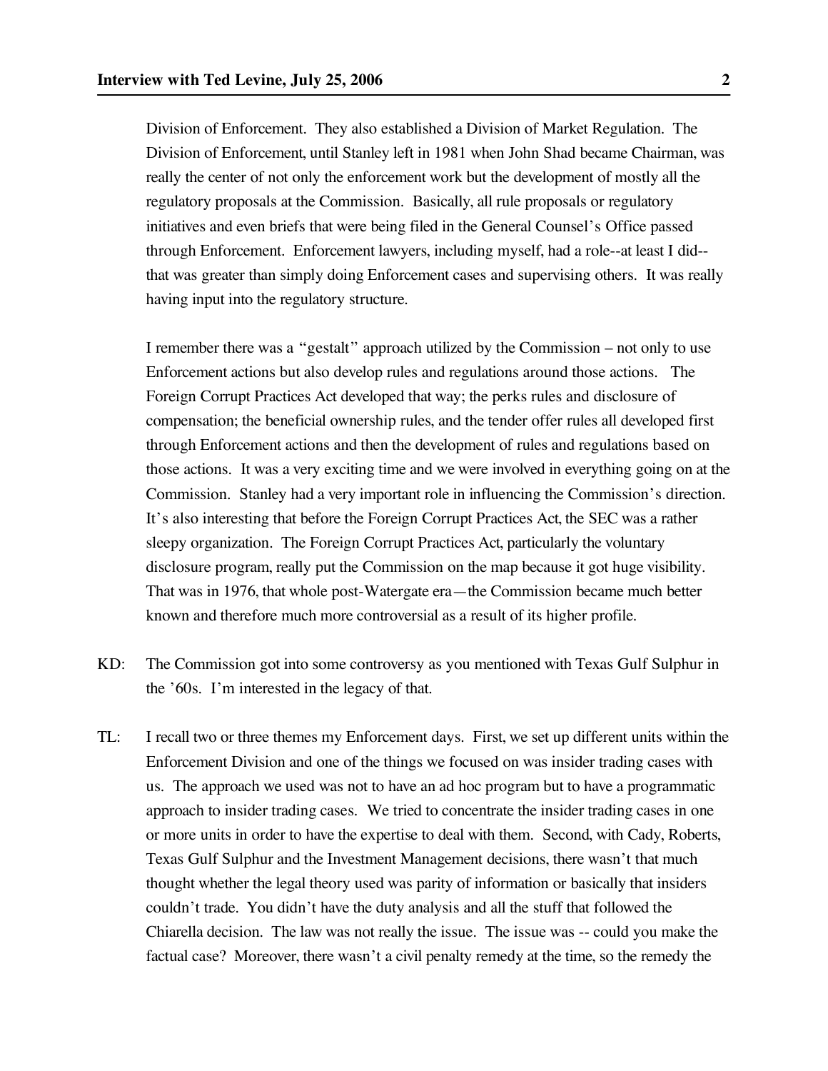Division of Enforcement. They also established a Division of Market Regulation. The Division of Enforcement, until Stanley left in 1981 when John Shad became Chairman, was really the center of not only the enforcement work but the development of mostly all the regulatory proposals at the Commission. Basically, all rule proposals or regulatory initiatives and even briefs that were being filed in the General Counsel's Office passed through Enforcement. Enforcement lawyers, including myself, had a role--at least I did--that was greater than simply doing Enforcement cases and supervising others. It was really having input into the regulatory structure.

I remember there was a "gestalt" approach utilized by the Commission – not only to use Enforcement actions but also develop rules and regulations around those actions. The Foreign Corrupt Practices Act developed that way; the perks rules and disclosure of compensation; the beneficial ownership rules, and the tender offer rules all developed first through Enforcement actions and then the development of rules and regulations based on those actions. It was a very exciting time and we were involved in everything going on at the Commission. Stanley had a very important role in influencing the Commission's direction. It's also interesting that before the Foreign Corrupt Practices Act, the SEC was a rather sleepy organization. The Foreign Corrupt Practices Act, particularly the voluntary disclosure program, really put the Commission on the map because it got huge visibility. That was in 1976, that whole post-Watergate era—the Commission became much better known and therefore much more controversial as a result of its higher profile.

KD: The Commission got into some controversy as you mentioned with Texas Gulf Sulphur in the '60s. I'm interested in the legacy of that.

TL: I recall two or three themes my Enforcement days. First, we set up different units within the Enforcement Division and one of the things we focused on was insider trading cases with us. The approach we used was not to have an ad hoc program but to have a programmatic approach to insider trading cases. We tried to concentrate the insider trading cases in one or more units in order to have the expertise to deal with them. Second, with Cady, Roberts, Texas Gulf Sulphur and the Investment Management decisions, there wasn't that much thought whether the legal theory used was parity of information or basically that insiders couldn't trade. You didn't have the duty analysis and all the stuff that followed the Chiarella decision. The law was not really the issue. The issue was -- could you make the factual case? Moreover, there wasn't a civil penalty remedy at the time, so the remedy the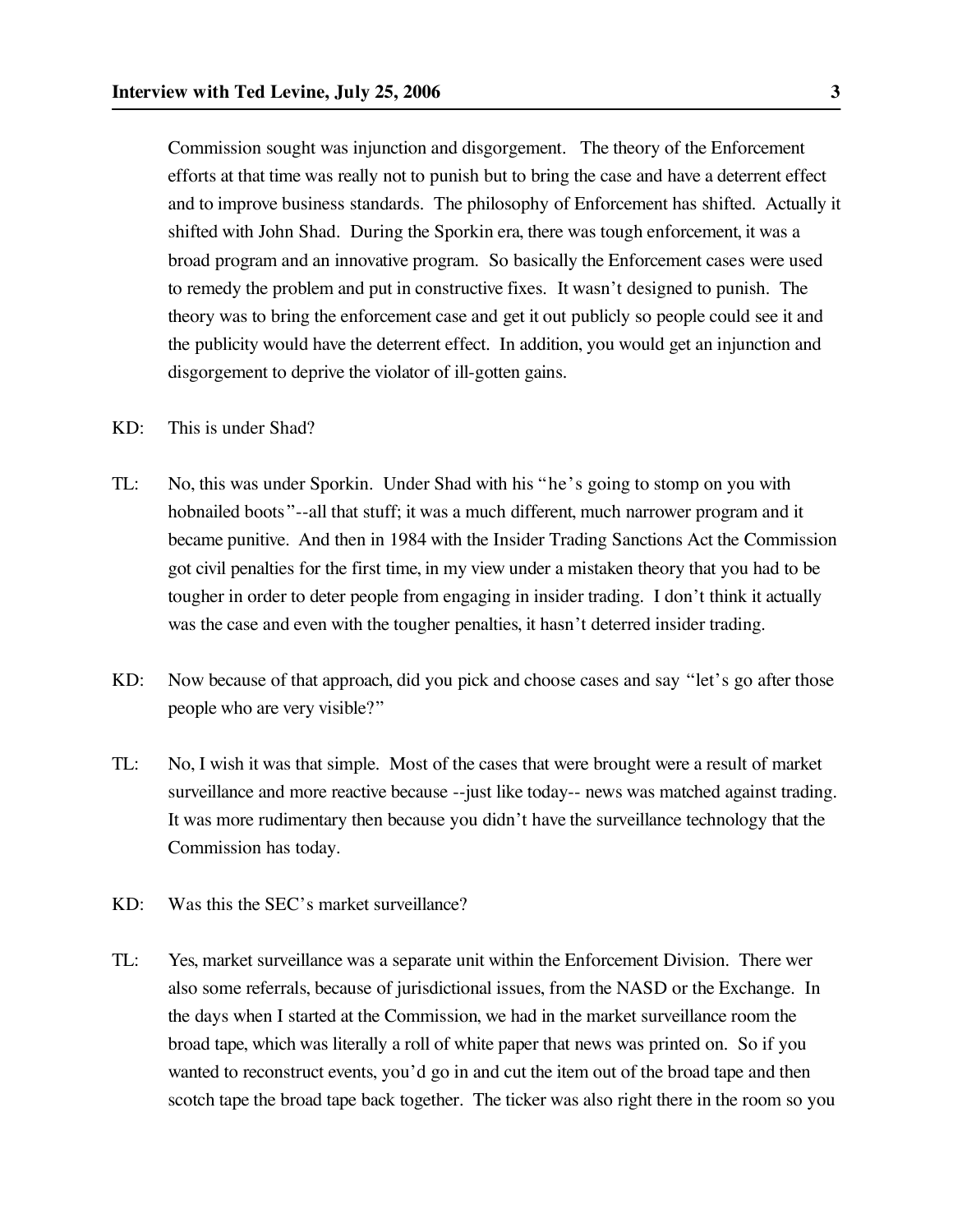Commission sought was injunction and disgorgement. The theory of the Enforcement efforts at that time was really not to punish but to bring the case and have a deterrent effect and to improve business standards. The philosophy of Enforcement has shifted. Actually it shifted with John Shad. During the Sporkin era, there was tough enforcement, it was a broad program and an innovative program. So basically the Enforcement cases were used to remedy the problem and put in constructive fixes. It wasn't designed to punish. The theory was to bring the enforcement case and get it out publicly so people could see it and the publicity would have the deterrent effect. In addition, you would get an injunction and disgorgement to deprive the violator of ill-gotten gains.

KD: This is under Shad?

TL: No, this was under Sporkin. Under Shad with his "he's going to stomp on you with hobnailed boots"--all that stuff; it was a much different, much narrower program and it became punitive. And then in 1984 with the Insider Trading Sanctions Act the Commission got civil penalties for the first time, in my view under a mistaken theory that you had to be tougher in order to deter people from engaging in insider trading. I don't think it actually was the case and even with the tougher penalties, it hasn't deterred insider trading.

KD: Now because of that approach, did you pick and choose cases and say "let's go after those people who are very visible?"

TL: No, I wish it was that simple. Most of the cases that were brought were a result of market surveillance and more reactive because --just like today-- news was matched against trading. It was more rudimentary then because you didn't have the surveillance technology that the Commission has today.

KD: Was this the SEC's market surveillance?

TL: Yes, market surveillance was a separate unit within the Enforcement Division. There wer also some referrals, because of jurisdictional issues, from the NASD or the Exchange. In the days when I started at the Commission, we had in the market surveillance room the broad tape, which was literally a roll of white paper that news was printed on. So if you wanted to reconstruct events, you'd go in and cut the item out of the broad tape and then scotch tape the broad tape back together. The ticker was also right there in the room so you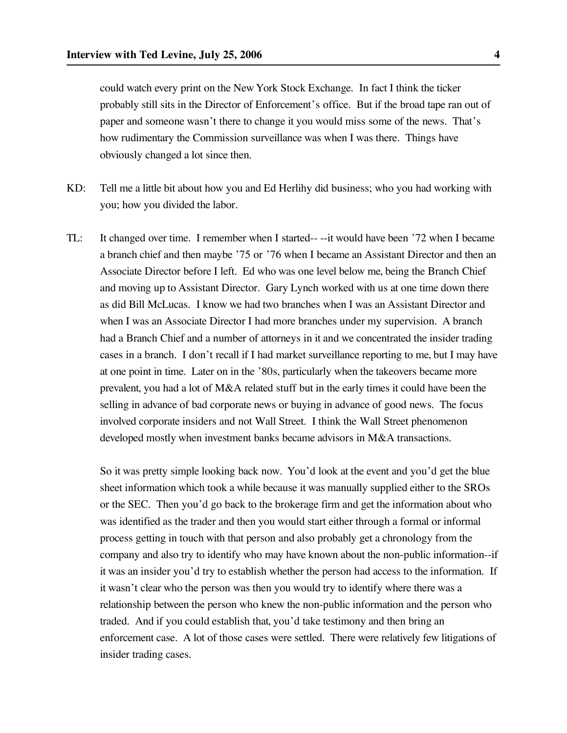could watch every print on the New York Stock Exchange. In fact I think the ticker probably still sits in the Director of Enforcement's office. But if the broad tape ran out of paper and someone wasn't there to change it you would miss some of the news. That's how rudimentary the Commission surveillance was when I was there. Things have obviously changed a lot since then.

KD: Tell me a little bit about how you and Ed Herlihy did business; who you had working with you; how you divided the labor.

TL: It changed over time. I remember when I started-- --it would have been '72 when I became a branch chief and then maybe '75 or '76 when I became an Assistant Director and then an Associate Director before I left. Ed who was one level below me, being the Branch Chief and moving up to Assistant Director. Gary Lynch worked with us at one time down there as did Bill McLucas. I know we had two branches when I was an Assistant Director and when I was an Associate Director I had more branches under my supervision. A branch had a Branch Chief and a number of attorneys in it and we concentrated the insider trading cases in a branch. I don't recall if I had market surveillance reporting to me, but I may have at one point in time. Later on in the '80s, particularly when the takeovers became more prevalent, you had a lot of M&A related stuff but in the early times it could have been the selling in advance of bad corporate news or buying in advance of good news. The focus involved corporate insiders and not Wall Street. I think the Wall Street phenomenon developed mostly when investment banks became advisors in M&A transactions.

So it was pretty simple looking back now. You'd look at the event and you'd get the blue sheet information which took a while because it was manually supplied either to the SROs or the SEC. Then you'd go back to the brokerage firm and get the information about who was identified as the trader and then you would start either through a formal or informal process getting in touch with that person and also probably get a chronology from the company and also try to identify who may have known about the non-public information--if it was an insider you'd try to establish whether the person had access to the information. If it wasn't clear who the person was then you would try to identify where there was a relationship between the person who knew the non-public information and the person who traded. And if you could establish that, you'd take testimony and then bring an enforcement case. A lot of those cases were settled. There were relatively few litigations of insider trading cases.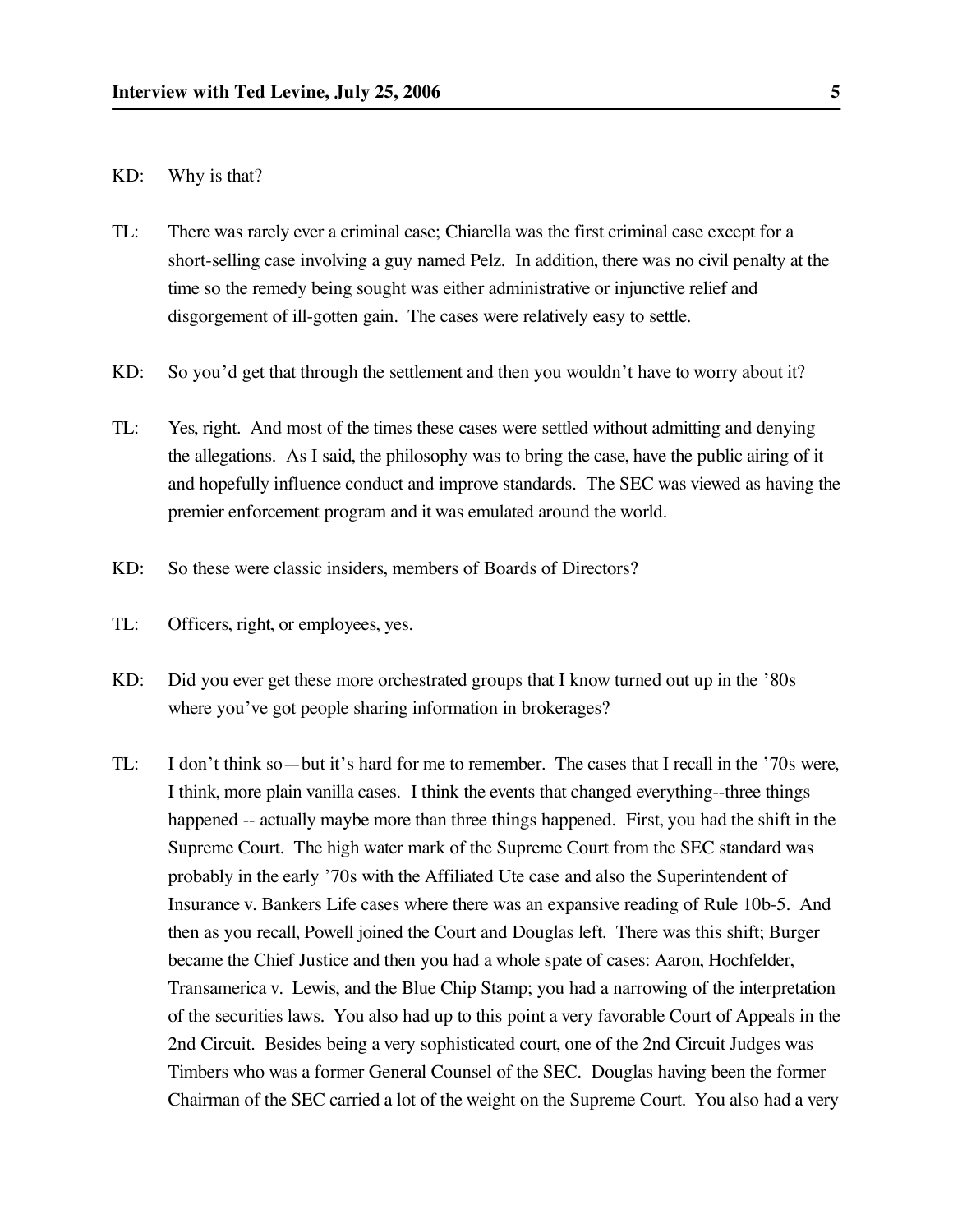KD: Why is that?

TL: There was rarely ever a criminal case; Chiarella was the first criminal case except for a short-selling case involving a guy named Pelz. In addition, there was no civil penalty at the time so the remedy being sought was either administrative or injunctive relief and disgorgement of ill-gotten gain. The cases were relatively easy to settle.

KD: So you'd get that through the settlement and then you wouldn't have to worry about it?

TL: Yes, right. And most of the times these cases were settled without admitting and denying the allegations. As I said, the philosophy was to bring the case, have the public airing of it and hopefully influence conduct and improve standards. The SEC was viewed as having the premier enforcement program and it was emulated around the world.

KD: So these were classic insiders, members of Boards of Directors?

TL: Officers, right, or employees, yes.

KD: Did you ever get these more orchestrated groups that I know turned out up in the '80s where you've got people sharing information in brokerages?

TL: I don't think so—but it's hard for me to remember. The cases that I recall in the '70s were, I think, more plain vanilla cases. I think the events that changed everything--three things happened -- actually maybe more than three things happened. First, you had the shift in the Supreme Court. The high water mark of the Supreme Court from the SEC standard was probably in the early '70s with the Affiliated Ute case and also the Superintendent of Insurance v. Bankers Life cases where there was an expansive reading of Rule 10b-5. And then as you recall, Powell joined the Court and Douglas left. There was this shift; Burger became the Chief Justice and then you had a whole spate of cases: Aaron, Hochfelder, Transamerica v. Lewis, and the Blue Chip Stamp; you had a narrowing of the interpretation of the securities laws. You also had up to this point a very favorable Court of Appeals in the 2nd Circuit. Besides being a very sophisticated court, one of the 2nd Circuit Judges was Timbers who was a former General Counsel of the SEC. Douglas having been the former Chairman of the SEC carried a lot of the weight on the Supreme Court. You also had a very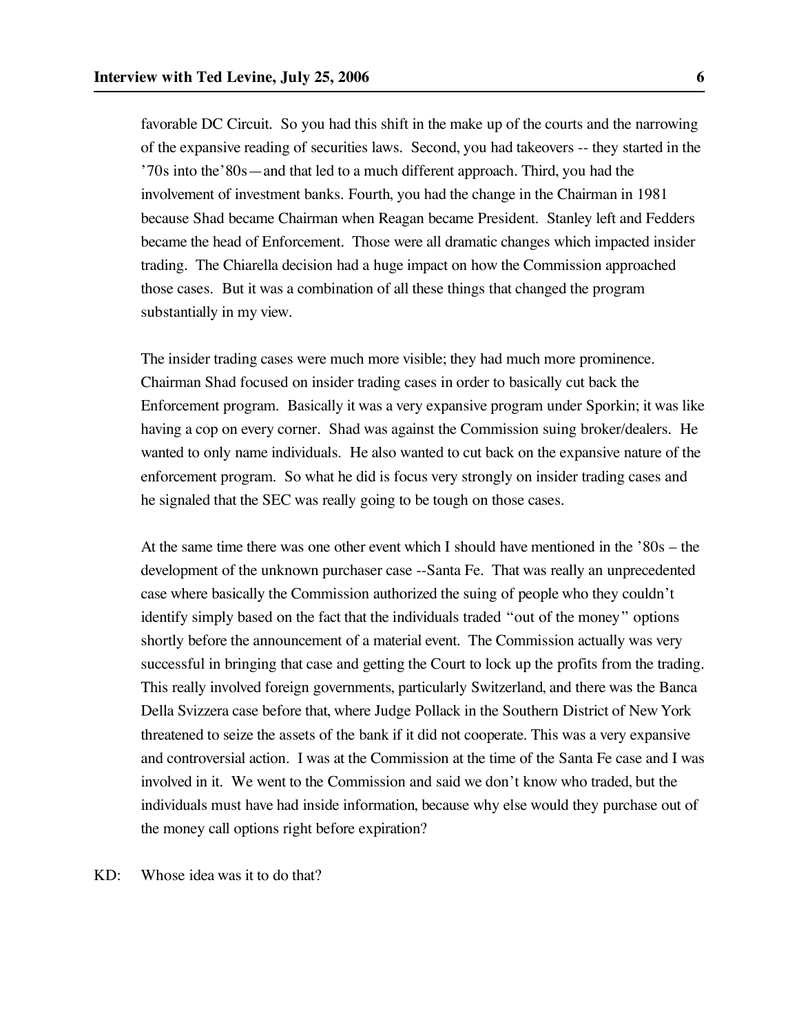favorable DC Circuit. So you had this shift in the make up of the courts and the narrowing of the expansive reading of securities laws. Second, you had takeovers -- they started in the '70s into the'80s—and that led to a much different approach. Third, you had the involvement of investment banks. Fourth, you had the change in the Chairman in 1981 because Shad became Chairman when Reagan became President. Stanley left and Fedders became the head of Enforcement. Those were all dramatic changes which impacted insider trading. The Chiarella decision had a huge impact on how the Commission approached those cases. But it was a combination of all these things that changed the program substantially in my view.

The insider trading cases were much more visible; they had much more prominence. Chairman Shad focused on insider trading cases in order to basically cut back the Enforcement program. Basically it was a very expansive program under Sporkin; it was like having a cop on every corner. Shad was against the Commission suing broker/dealers. He wanted to only name individuals. He also wanted to cut back on the expansive nature of the enforcement program. So what he did is focus very strongly on insider trading cases and he signaled that the SEC was really going to be tough on those cases.

At the same time there was one other event which I should have mentioned in the '80s – the development of the unknown purchaser case --Santa Fe. That was really an unprecedented case where basically the Commission authorized the suing of people who they couldn't identify simply based on the fact that the individuals traded "out of the money" options shortly before the announcement of a material event. The Commission actually was very successful in bringing that case and getting the Court to lock up the profits from the trading. This really involved foreign governments, particularly Switzerland, and there was the Banca Della Svizzera case before that, where Judge Pollack in the Southern District of New York threatened to seize the assets of the bank if it did not cooperate. This was a very expansive and controversial action. I was at the Commission at the time of the Santa Fe case and I was involved in it. We went to the Commission and said we don't know who traded, but the individuals must have had inside information, because why else would they purchase out of the money call options right before expiration?

KD: Whose idea was it to do that?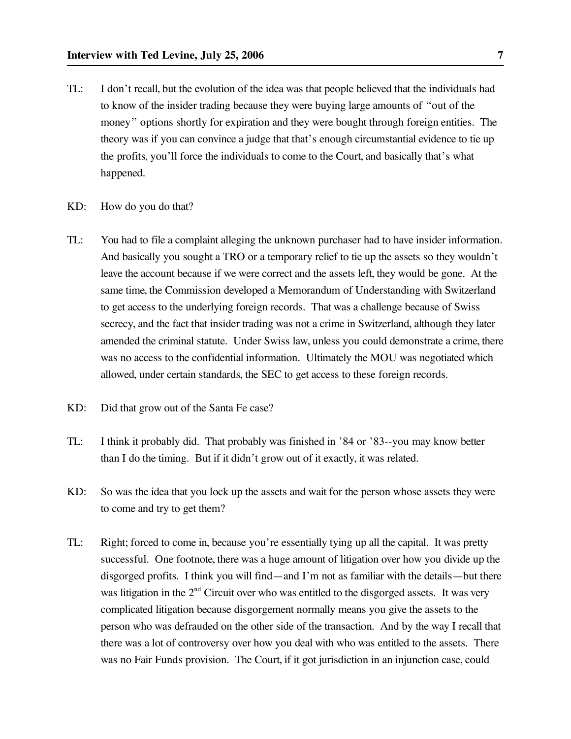TL: I don't recall, but the evolution of the idea was that people believed that the individuals had to know of the insider trading because they were buying large amounts of "out of the money" options shortly for expiration and they were bought through foreign entities. The theory was if you can convince a judge that that's enough circumstantial evidence to tie up the profits, you'll force the individuals to come to the Court, and basically that's what happened.

KD: How do you do that?

TL: You had to file a complaint alleging the unknown purchaser had to have insider information. And basically you sought a TRO or a temporary relief to tie up the assets so they wouldn't leave the account because if we were correct and the assets left, they would be gone. At the same time, the Commission developed a Memorandum of Understanding with Switzerland to get access to the underlying foreign records. That was a challenge because of Swiss secrecy, and the fact that insider trading was not a crime in Switzerland, although they later amended the criminal statute. Under Swiss law, unless you could demonstrate a crime, there was no access to the confidential information. Ultimately the MOU was negotiated which allowed, under certain standards, the SEC to get access to these foreign records.

KD: Did that grow out of the Santa Fe case?

TL: I think it probably did. That probably was finished in '84 or '83--you may know better than I do the timing. But if it didn't grow out of it exactly, it was related.

KD: So was the idea that you lock up the assets and wait for the person whose assets they were to come and try to get them?

TL: Right; forced to come in, because you're essentially tying up all the capital. It was pretty successful. One footnote, there was a huge amount of litigation over how you divide up the disgorged profits. I think you will find—and I'm not as familiar with the details—but there was litigation in the 2nd Circuit over who was entitled to the disgorged assets. It was very complicated litigation because disgorgement normally means you give the assets to the person who was defrauded on the other side of the transaction. And by the way I recall that there was a lot of controversy over how you deal with who was entitled to the assets. There was no Fair Funds provision. The Court, if it got jurisdiction in an injunction case, could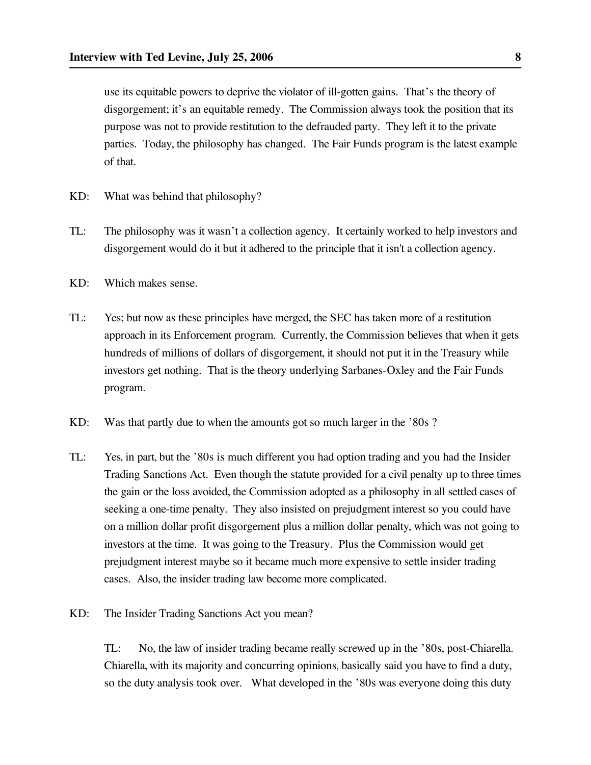use its equitable powers to deprive the violator of ill-gotten gains. That's the theory of disgorgement; it's an equitable remedy. The Commission always took the position that its purpose was not to provide restitution to the defrauded party. They left it to the private parties. Today, the philosophy has changed. The Fair Funds program is the latest example of that.

KD: What was behind that philosophy?

TL: The philosophy was it wasn't a collection agency. It certainly worked to help investors and disgorgement would do it but it adhered to the principle that it isn't a collection agency.

KD: Which makes sense.

TL: Yes; but now as these principles have merged, the SEC has taken more of a restitution approach in its Enforcement program. Currently, the Commission believes that when it gets hundreds of millions of dollars of disgorgement, it should not put it in the Treasury while investors get nothing. That is the theory underlying Sarbanes-Oxley and the Fair Funds program.

KD: Was that partly due to when the amounts got so much larger in the '80s ?

TL: Yes, in part, but the '80s is much different you had option trading and you had the Insider Trading Sanctions Act. Even though the statute provided for a civil penalty up to three times the gain or the loss avoided, the Commission adopted as a philosophy in all settled cases of seeking a one-time penalty. They also insisted on prejudgment interest so you could have on a million dollar profit disgorgement plus a million dollar penalty, which was not going to investors at the time. It was going to the Treasury. Plus the Commission would get prejudgment interest maybe so it became much more expensive to settle insider trading cases. Also, the insider trading law become more complicated.

KD: The Insider Trading Sanctions Act you mean?

TL: No, the law of insider trading became really screwed up in the '80s, post-Chiarella. Chiarella, with its majority and concurring opinions, basically said you have to find a duty, so the duty analysis took over. What developed in the '80s was everyone doing this duty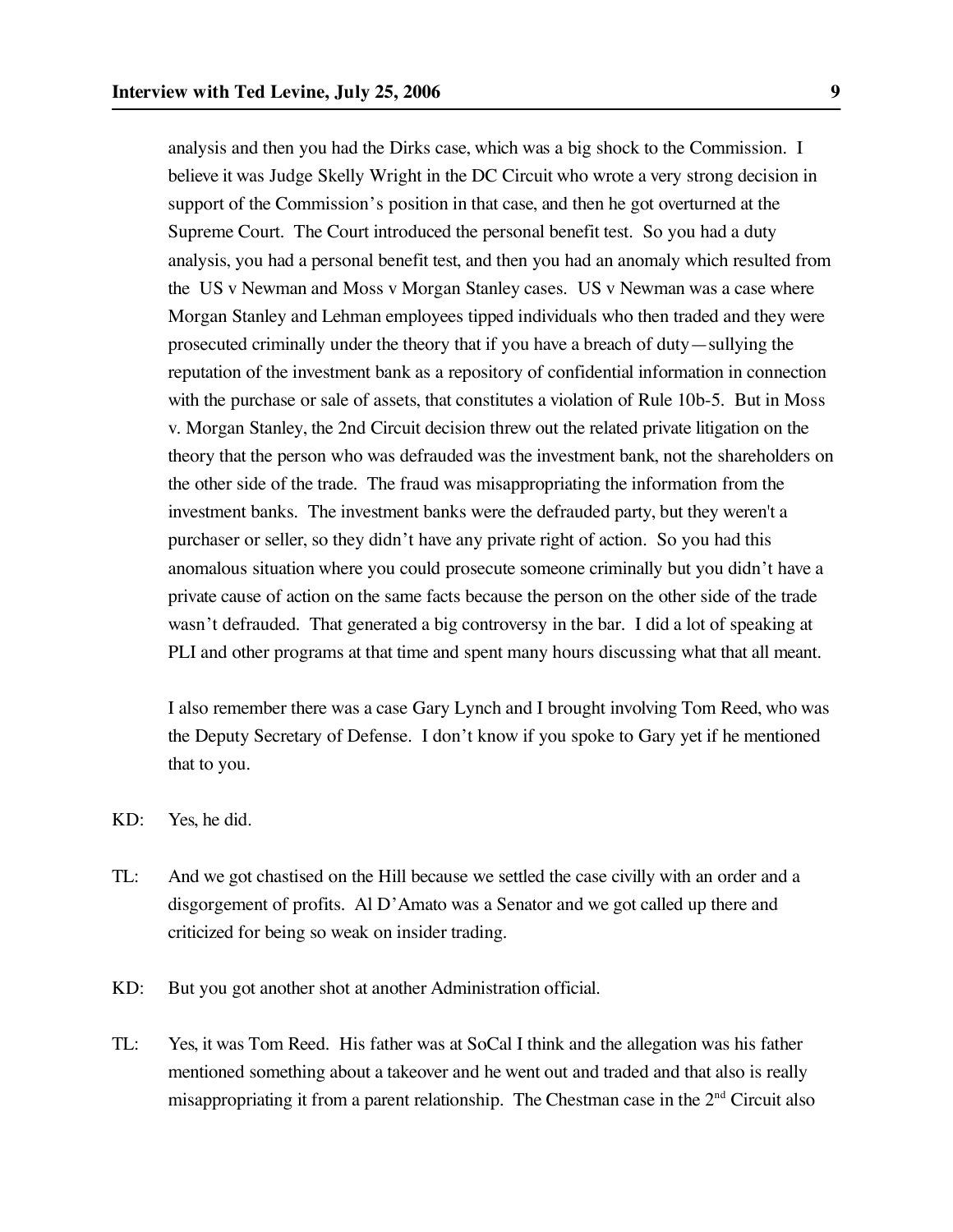analysis and then you had the Dirks case, which was a big shock to the Commission. I believe it was Judge Skelly Wright in the DC Circuit who wrote a very strong decision in support of the Commission's position in that case, and then he got overturned at the Supreme Court. The Court introduced the personal benefit test. So you had a duty analysis, you had a personal benefit test, and then you had an anomaly which resulted from the US v Newman and Moss v Morgan Stanley cases. US v Newman was a case where Morgan Stanley and Lehman employees tipped individuals who then traded and they were prosecuted criminally under the theory that if you have a breach of duty—sullying the reputation of the investment bank as a repository of confidential information in connection with the purchase or sale of assets, that constitutes a violation of Rule 10b-5. But in Moss v. Morgan Stanley, the 2nd Circuit decision threw out the related private litigation on the theory that the person who was defrauded was the investment bank, not the shareholders on the other side of the trade. The fraud was misappropriating the information from the investment banks. The investment banks were the defrauded party, but they weren't a purchaser or seller, so they didn't have any private right of action. So you had this anomalous situation where you could prosecute someone criminally but you didn't have a private cause of action on the same facts because the person on the other side of the trade wasn't defrauded. That generated a big controversy in the bar. I did a lot of speaking at PLI and other programs at that time and spent many hours discussing what that all meant.

I also remember there was a case Gary Lynch and I brought involving Tom Reed, who was the Deputy Secretary of Defense. I don't know if you spoke to Gary yet if he mentioned that to you.

KD: Yes, he did.

TL: And we got chastised on the Hill because we settled the case civilly with an order and a disgorgement of profits. Al D'Amato was a Senator and we got called up there and criticized for being so weak on insider trading.

KD: But you got another shot at another Administration official.

TL: Yes, it was Tom Reed. His father was at SoCal I think and the allegation was his father mentioned something about a takeover and he went out and traded and that also is really misappropriating it from a parent relationship. The Chestman case in the 2nd Circuit also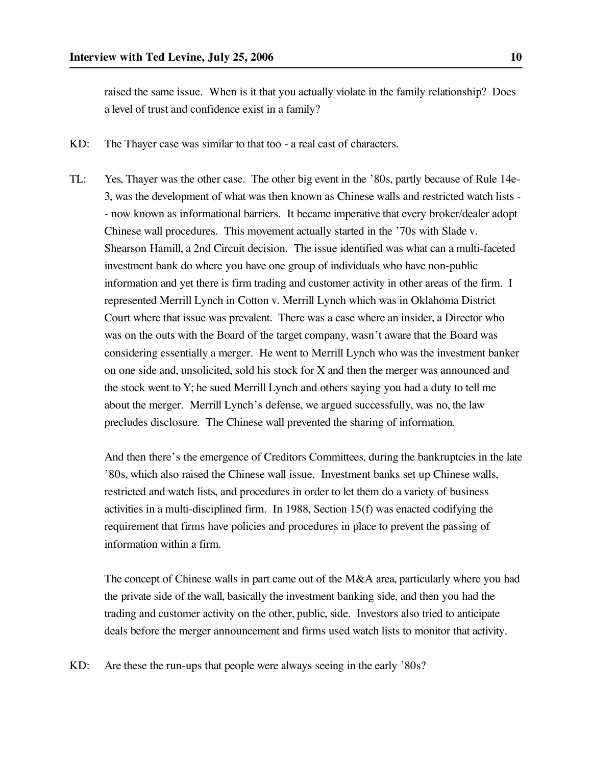raised the same issue. When is it that you actually violate in the family relationship? Does a level of trust and confidence exist in a family?

KD: The Thayer case was similar to that too - a real cast of characters.

TL: Yes, Thayer was the other case. The other big event in the '80s, partly because of Rule 14e-3, was the development of what was then known as Chinese walls and restricted watch lists -- now known as informational barriers. It became imperative that every broker/dealer adopt Chinese wall procedures. This movement actually started in the '70s with Slade v. Shearson Hamill, a 2nd Circuit decision. The issue identified was what can a multi-faceted investment bank do where you have one group of individuals who have non-public information and yet there is firm trading and customer activity in other areas of the firm. I represented Merrill Lynch in Cotton v. Merrill Lynch which was in Oklahoma District Court where that issue was prevalent. There was a case where an insider, a Director who was on the outs with the Board of the target company, wasn't aware that the Board was considering essentially a merger. He went to Merrill Lynch who was the investment banker on one side and, unsolicited, sold his stock for X and then the merger was announced and the stock went to Y; he sued Merrill Lynch and others saying you had a duty to tell me about the merger. Merrill Lynch's defense, we argued successfully, was no, the law precludes disclosure. The Chinese wall prevented the sharing of information.

And then there's the emergence of Creditors Committees, during the bankruptcies in the late '80s, which also raised the Chinese wall issue. Investment banks set up Chinese walls, restricted and watch lists, and procedures in order to let them do a variety of business activities in a multi-disciplined firm. In 1988, Section 15(f) was enacted codifying the requirement that firms have policies and procedures in place to prevent the passing of information within a firm.

The concept of Chinese walls in part came out of the M&A area, particularly where you had the private side of the wall, basically the investment banking side, and then you had the trading and customer activity on the other, public, side. Investors also tried to anticipate deals before the merger announcement and firms used watch lists to monitor that activity.

KD: Are these the run-ups that people were always seeing in the early '80s?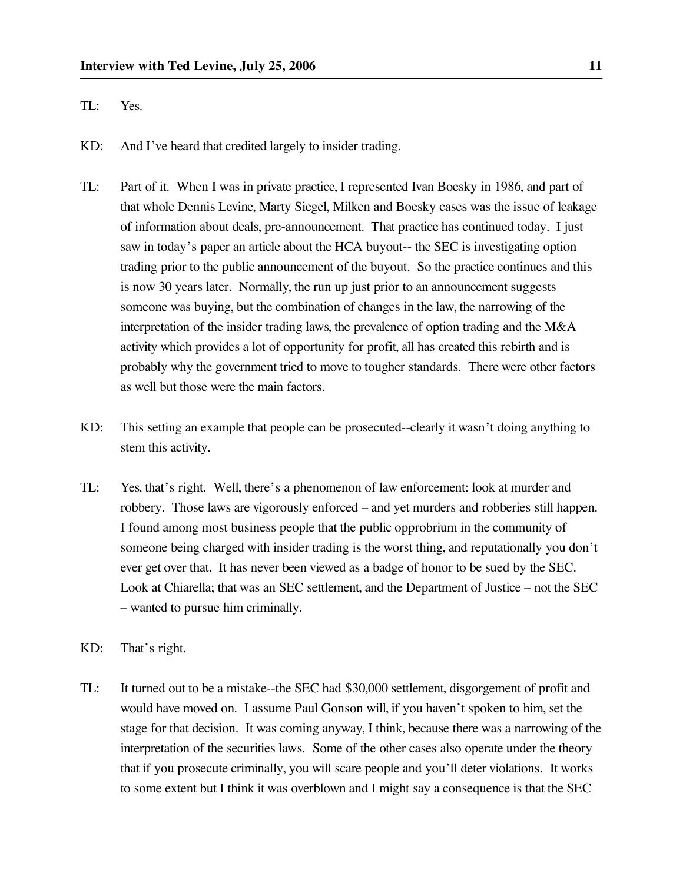TL: Yes.

KD: And I've heard that credited largely to insider trading.

TL: Part of it. When I was in private practice, I represented Ivan Boesky in 1986, and part of that whole Dennis Levine, Marty Siegel, Milken and Boesky cases was the issue of leakage of information about deals, pre-announcement. That practice has continued today. I just saw in today's paper an article about the HCA buyout-- the SEC is investigating option trading prior to the public announcement of the buyout. So the practice continues and this is now 30 years later. Normally, the run up just prior to an announcement suggests someone was buying, but the combination of changes in the law, the narrowing of the interpretation of the insider trading laws, the prevalence of option trading and the M&A activity which provides a lot of opportunity for profit, all has created this rebirth and is probably why the government tried to move to tougher standards. There were other factors as well but those were the main factors.

KD: This setting an example that people can be prosecuted--clearly it wasn't doing anything to stem this activity.

TL: Yes, that's right. Well, there's a phenomenon of law enforcement: look at murder and robbery. Those laws are vigorously enforced – and yet murders and robberies still happen. I found among most business people that the public opprobrium in the community of someone being charged with insider trading is the worst thing, and reputationally you don't ever get over that. It has never been viewed as a badge of honor to be sued by the SEC. Look at Chiarella; that was an SEC settlement, and the Department of Justice – not the SEC – wanted to pursue him criminally.

KD: That's right.

TL: It turned out to be a mistake--the SEC had $30,000 settlement, disgorgement of profit and would have moved on. I assume Paul Gonson will, if you haven't spoken to him, set the stage for that decision. It was coming anyway, I think, because there was a narrowing of the interpretation of the securities laws. Some of the other cases also operate under the theory that if you prosecute criminally, you will scare people and you'll deter violations. It works to some extent but I think it was overblown and I might say a consequence is that the SEC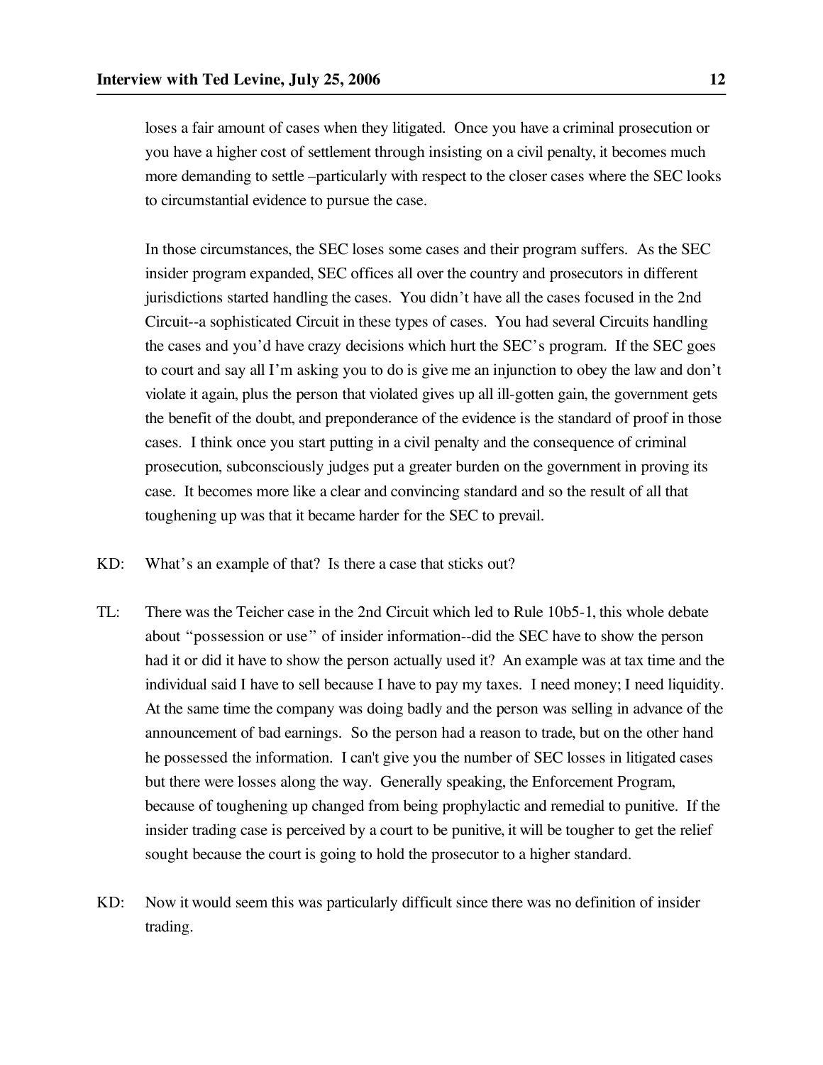loses a fair amount of cases when they litigated. Once you have a criminal prosecution or you have a higher cost of settlement through insisting on a civil penalty, it becomes much more demanding to settle –particularly with respect to the closer cases where the SEC looks to circumstantial evidence to pursue the case.

In those circumstances, the SEC loses some cases and their program suffers. As the SEC insider program expanded, SEC offices all over the country and prosecutors in different jurisdictions started handling the cases. You didn't have all the cases focused in the 2nd Circuit--a sophisticated Circuit in these types of cases. You had several Circuits handling the cases and you'd have crazy decisions which hurt the SEC's program. If the SEC goes to court and say all I'm asking you to do is give me an injunction to obey the law and don't violate it again, plus the person that violated gives up all ill-gotten gain, the government gets the benefit of the doubt, and preponderance of the evidence is the standard of proof in those cases. I think once you start putting in a civil penalty and the consequence of criminal prosecution, subconsciously judges put a greater burden on the government in proving its case. It becomes more like a clear and convincing standard and so the result of all that toughening up was that it became harder for the SEC to prevail.

KD: What's an example of that? Is there a case that sticks out?

TL: There was the Teicher case in the 2nd Circuit which led to Rule 10b5-1, this whole debate about "possession or use" of insider information--did the SEC have to show the person had it or did it have to show the person actually used it? An example was at tax time and the individual said I have to sell because I have to pay my taxes. I need money; I need liquidity. At the same time the company was doing badly and the person was selling in advance of the announcement of bad earnings. So the person had a reason to trade, but on the other hand he possessed the information. I can't give you the number of SEC losses in litigated cases but there were losses along the way. Generally speaking, the Enforcement Program, because of toughening up changed from being prophylactic and remedial to punitive. If the insider trading case is perceived by a court to be punitive, it will be tougher to get the relief sought because the court is going to hold the prosecutor to a higher standard.

KD: Now it would seem this was particularly difficult since there was no definition of insider trading.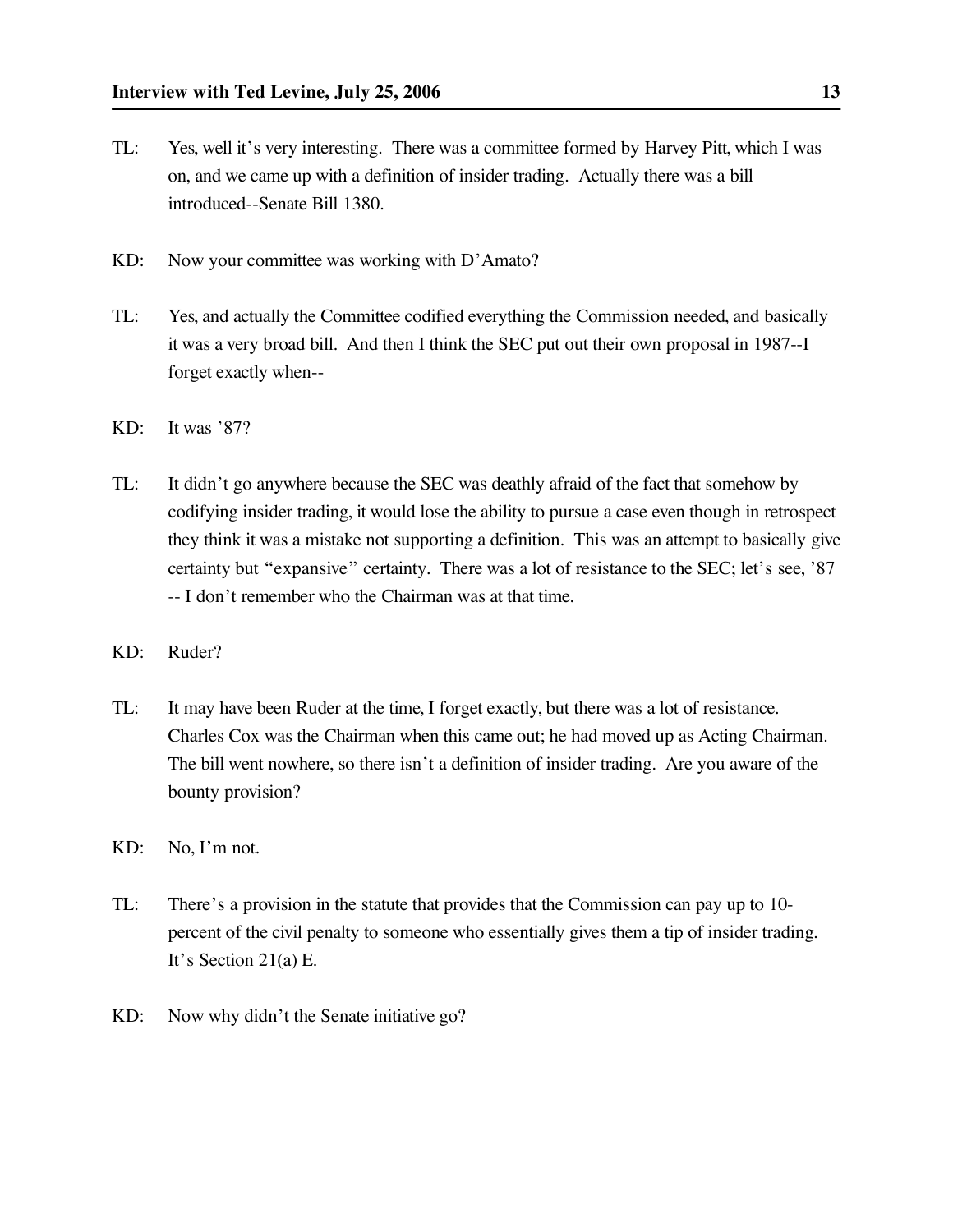TL: Yes, well it's very interesting. There was a committee formed by Harvey Pitt, which I was on, and we came up with a definition of insider trading. Actually there was a bill introduced--Senate Bill 1380.

KD: Now your committee was working with D'Amato?

TL: Yes, and actually the Committee codified everything the Commission needed, and basically it was a very broad bill. And then I think the SEC put out their own proposal in 1987--I forget exactly when--

KD: It was '87?

TL: It didn't go anywhere because the SEC was deathly afraid of the fact that somehow by codifying insider trading, it would lose the ability to pursue a case even though in retrospect they think it was a mistake not supporting a definition. This was an attempt to basically give certainty but "expansive" certainty. There was a lot of resistance to the SEC; let's see, '87 -- I don't remember who the Chairman was at that time.

KD: Ruder?

TL: It may have been Ruder at the time, I forget exactly, but there was a lot of resistance. Charles Cox was the Chairman when this came out; he had moved up as Acting Chairman. The bill went nowhere, so there isn't a definition of insider trading. Are you aware of the bounty provision?

KD: No, I'm not.

TL: There's a provision in the statute that provides that the Commission can pay up to 10-percent of the civil penalty to someone who essentially gives them a tip of insider trading. It's Section 21(a) E.

KD: Now why didn't the Senate initiative go?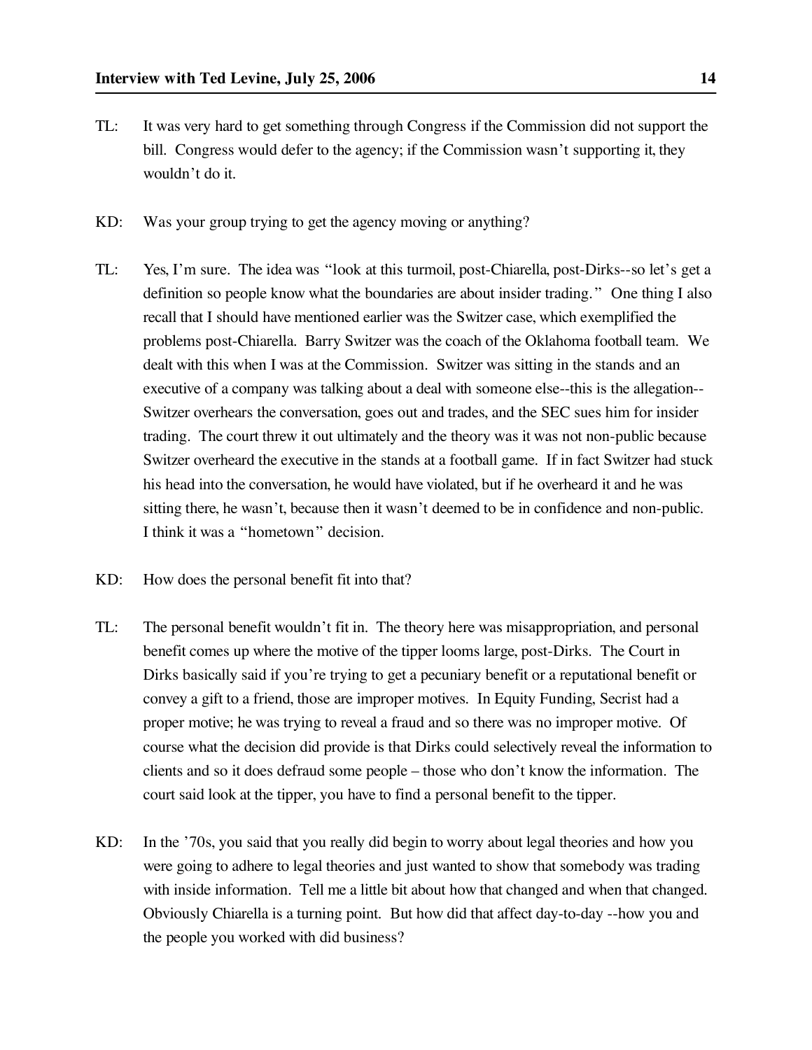TL: It was very hard to get something through Congress if the Commission did not support the bill. Congress would defer to the agency; if the Commission wasn't supporting it, they wouldn't do it.

KD: Was your group trying to get the agency moving or anything?

TL: Yes, I'm sure. The idea was "look at this turmoil, post-Chiarella, post-Dirks--so let's get a definition so people know what the boundaries are about insider trading." One thing I also recall that I should have mentioned earlier was the Switzer case, which exemplified the problems post-Chiarella. Barry Switzer was the coach of the Oklahoma football team. We dealt with this when I was at the Commission. Switzer was sitting in the stands and an executive of a company was talking about a deal with someone else--this is the allegation--Switzer overhears the conversation, goes out and trades, and the SEC sues him for insider trading. The court threw it out ultimately and the theory was it was not non-public because Switzer overheard the executive in the stands at a football game. If in fact Switzer had stuck his head into the conversation, he would have violated, but if he overheard it and he was sitting there, he wasn't, because then it wasn't deemed to be in confidence and non-public. I think it was a "hometown" decision.

KD: How does the personal benefit fit into that?

TL: The personal benefit wouldn't fit in. The theory here was misappropriation, and personal benefit comes up where the motive of the tipper looms large, post-Dirks. The Court in Dirks basically said if you're trying to get a pecuniary benefit or a reputational benefit or convey a gift to a friend, those are improper motives. In Equity Funding, Secrist had a proper motive; he was trying to reveal a fraud and so there was no improper motive. Of course what the decision did provide is that Dirks could selectively reveal the information to clients and so it does defraud some people – those who don't know the information. The court said look at the tipper, you have to find a personal benefit to the tipper.

KD: In the '70s, you said that you really did begin to worry about legal theories and how you were going to adhere to legal theories and just wanted to show that somebody was trading with inside information. Tell me a little bit about how that changed and when that changed. Obviously Chiarella is a turning point. But how did that affect day-to-day --how you and the people you worked with did business?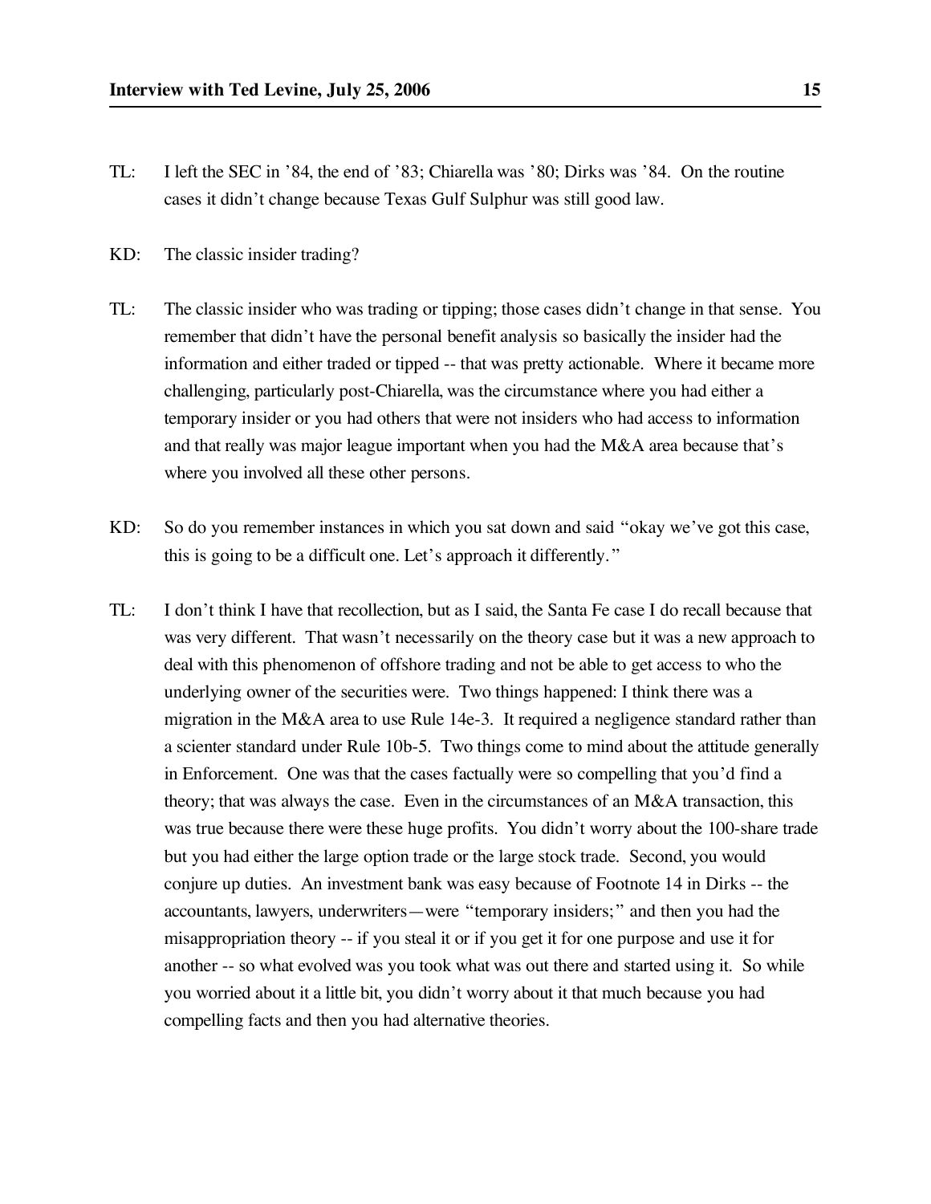TL: I left the SEC in '84, the end of '83; Chiarella was '80; Dirks was '84. On the routine cases it didn't change because Texas Gulf Sulphur was still good law.

KD: The classic insider trading?

TL: The classic insider who was trading or tipping; those cases didn't change in that sense. You remember that didn't have the personal benefit analysis so basically the insider had the information and either traded or tipped -- that was pretty actionable. Where it became more challenging, particularly post-Chiarella, was the circumstance where you had either a temporary insider or you had others that were not insiders who had access to information and that really was major league important when you had the M&A area because that's where you involved all these other persons.

KD: So do you remember instances in which you sat down and said "okay we've got this case, this is going to be a difficult one. Let's approach it differently."

TL: I don't think I have that recollection, but as I said, the Santa Fe case I do recall because that was very different. That wasn't necessarily on the theory case but it was a new approach to deal with this phenomenon of offshore trading and not be able to get access to who the underlying owner of the securities were. Two things happened: I think there was a migration in the M&A area to use Rule 14e-3. It required a negligence standard rather than a scienter standard under Rule 10b-5. Two things come to mind about the attitude generally in Enforcement. One was that the cases factually were so compelling that you'd find a theory; that was always the case. Even in the circumstances of an M&A transaction, this was true because there were these huge profits. You didn't worry about the 100-share trade but you had either the large option trade or the large stock trade. Second, you would conjure up duties. An investment bank was easy because of Footnote 14 in Dirks -- the accountants, lawyers, underwriters—were "temporary insiders;" and then you had the misappropriation theory -- if you steal it or if you get it for one purpose and use it for another -- so what evolved was you took what was out there and started using it. So while you worried about it a little bit, you didn't worry about it that much because you had compelling facts and then you had alternative theories.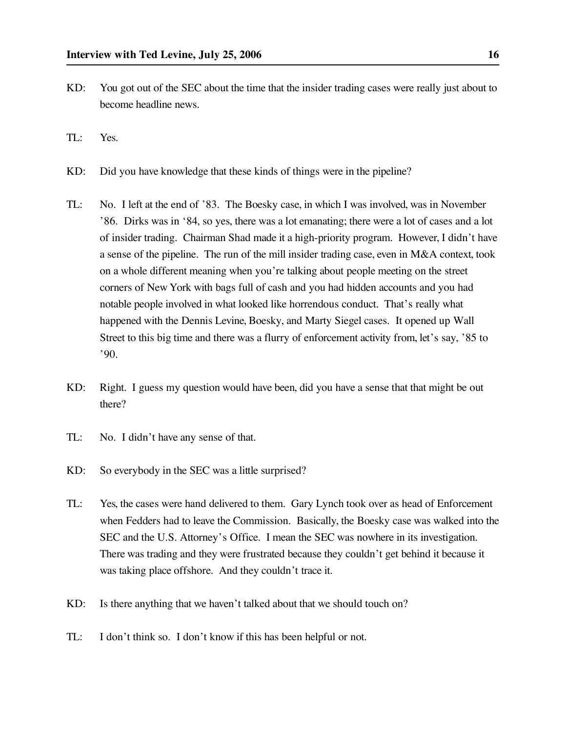KD: You got out of the SEC about the time that the insider trading cases were really just about to become headline news.

TL: Yes.

KD: Did you have knowledge that these kinds of things were in the pipeline?

TL: No. I left at the end of '83. The Boesky case, in which I was involved, was in November '86. Dirks was in '84, so yes, there was a lot emanating; there were a lot of cases and a lot of insider trading. Chairman Shad made it a high-priority program. However, I didn't have a sense of the pipeline. The run of the mill insider trading case, even in M&A context, took on a whole different meaning when you're talking about people meeting on the street corners of New York with bags full of cash and you had hidden accounts and you had notable people involved in what looked like horrendous conduct. That's really what happened with the Dennis Levine, Boesky, and Marty Siegel cases. It opened up Wall Street to this big time and there was a flurry of enforcement activity from, let's say, '85 to '90.

KD: Right. I guess my question would have been, did you have a sense that that might be out there?

TL: No. I didn't have any sense of that.

KD: So everybody in the SEC was a little surprised?

TL: Yes, the cases were hand delivered to them. Gary Lynch took over as head of Enforcement when Fedders had to leave the Commission. Basically, the Boesky case was walked into the SEC and the U.S. Attorney's Office. I mean the SEC was nowhere in its investigation. There was trading and they were frustrated because they couldn't get behind it because it was taking place offshore. And they couldn't trace it.

KD: Is there anything that we haven't talked about that we should touch on?

TL: I don't think so. I don't know if this has been helpful or not.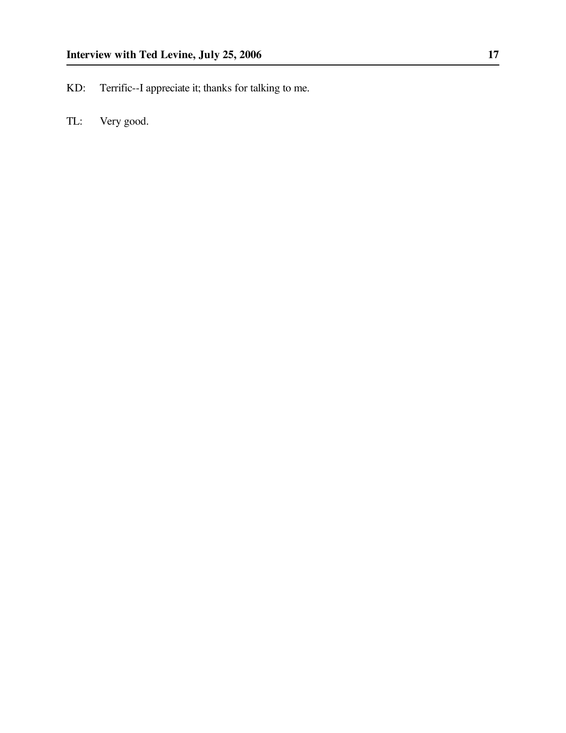KD: Terrific--I appreciate it; thanks for talking to me.

TL: Very good.